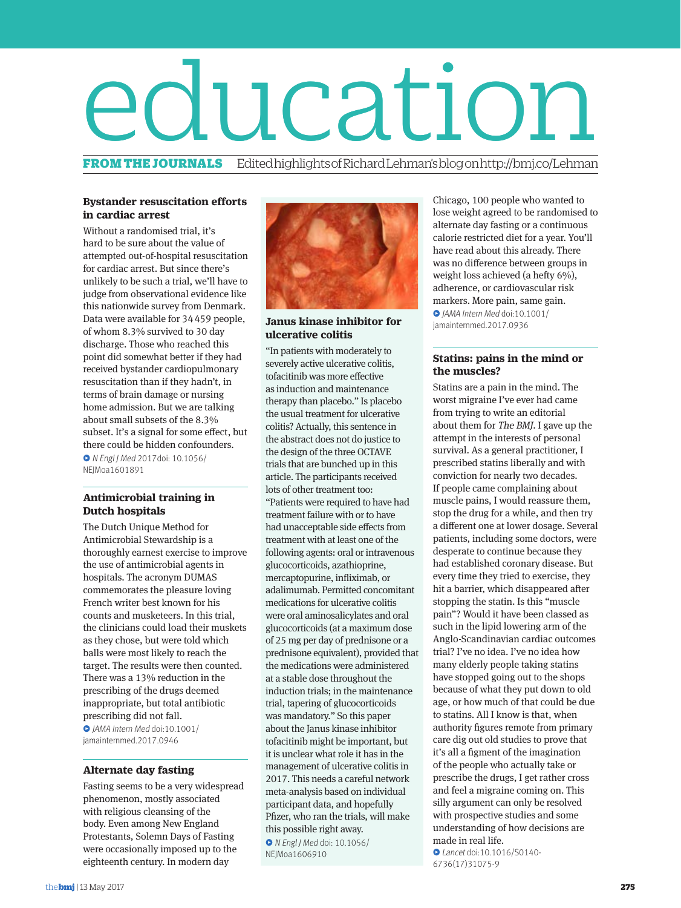# education

**FROM THE JOURNALS** Edited highlights of Richard Lehman's blog on http://bmj.co/Lehman

### Bystander resuscitation efforts in cardiac arrest

Without a randomised trial, it's hard to be sure about the value of attempted out-of-hospital resuscitation for cardiac arrest. But since there's unlikely to be such a trial, we'll have to judge from observational evidence like this nationwide survey from Denmark. Data were available for 34 459 people, of whom 8.3% survived to 30 day discharge. Those who reached this point did somewhat better if they had received bystander cardiopulmonary resuscitation than if they hadn't, in terms of brain damage or nursing home admission. But we are talking about small subsets of the 8.3% subset. It's a signal for some effect, but there could be hidden confounders.

*N Engl J Med* 2017 doi: 10.1056/NEJMoa1601891

### Antimicrobial training in Dutch hospitals

The Dutch Unique Method for Antimicrobial Stewardship is a thoroughly earnest exercise to improve the use of antimicrobial agents in hospitals. The acronym DUMAS commemorates the pleasure loving French writer best known for his counts and musketeers. In this trial, the clinicians could load their muskets as they chose, but were told which balls were most likely to reach the target. The results were then counted. There was a 13% reduction in the prescribing of the drugs deemed inappropriate, but total antibiotic prescribing did not fall.

*JAMA Intern Med* doi:10.1001/jamainternmed.2017.0946

### Alternate day fasting

Fasting seems to be a very widespread phenomenon, mostly associated with religious cleansing of the body. Even among New England Protestants, Solemn Days of Fasting were occasionally imposed up to the eighteenth century. In modern day Chicago, 100 people who wanted to lose weight agreed to be randomised to alternate day fasting or a continuous calorie restricted diet for a year. You'll have read about this already. There was no difference between groups in weight loss achieved (a hefty 6%), adherence, or cardiovascular risk markers. More pain, same gain.

*JAMA Intern Med* doi:10.1001/jamainternmed.2017.0936

### Janus kinase inhibitor for ulcerative colitis

"In patients with moderately to severely active ulcerative colitis, tofacitinib was more effective as induction and maintenance therapy than placebo." Is placebo the usual treatment for ulcerative colitis? Actually, this sentence in the abstract does not do justice to the design of the three OCTAVE trials that are bunched up in this article. The participants received lots of other treatment too: "Patients were required to have had treatment failure with or to have had unacceptable side effects from treatment with at least one of the following agents: oral or intravenous glucocorticoids, azathioprine, mercaptopurine, infliximab, or adalimumab. Permitted concomitant medications for ulcerative colitis were oral aminosalicylates and oral glucocorticoids (at a maximum dose of 25 mg per day of prednisone or a prednisone equivalent), provided that the medications were administered at a stable dose throughout the induction trials; in the maintenance trial, tapering of glucocorticoids was mandatory." So this paper about the Janus kinase inhibitor tofacitinib might be important, but it is unclear what role it has in the management of ulcerative colitis in 2017. This needs a careful network meta-analysis based on individual participant data, and hopefully Pfizer, who ran the trials, will make this possible right away.

*N Engl J Med* doi: 10.1056/NEJMoa1606910

### Statins: pains in the mind or the muscles?

Statins are a pain in the mind. The worst migraine I've ever had came from trying to write an editorial about them for *The BMJ*. I gave up the attempt in the interests of personal survival. As a general practitioner, I prescribed statins liberally and with conviction for nearly two decades. If people came complaining about muscle pains, I would reassure them, stop the drug for a while, and then try a different one at lower dosage. Several patients, including some doctors, were desperate to continue because they had established coronary disease. But every time they tried to exercise, they hit a barrier, which disappeared after stopping the statin. Is this "muscle pain"? Would it have been classed as such in the lipid lowering arm of the Anglo-Scandinavian cardiac outcomes trial? I've no idea. I've no idea how many elderly people taking statins have stopped going out to the shops because of what they put down to old age, or how much of that could be due to statins. All I know is that, when authority figures remote from primary care dig out old studies to prove that it's all a figment of the imagination of the people who actually take or prescribe the drugs, I get rather cross and feel a migraine coming on. This silly argument can only be resolved with prospective studies and some understanding of how decisions are made in real life.

*Lancet* doi:10.1016/S0140-6736(17)31075-9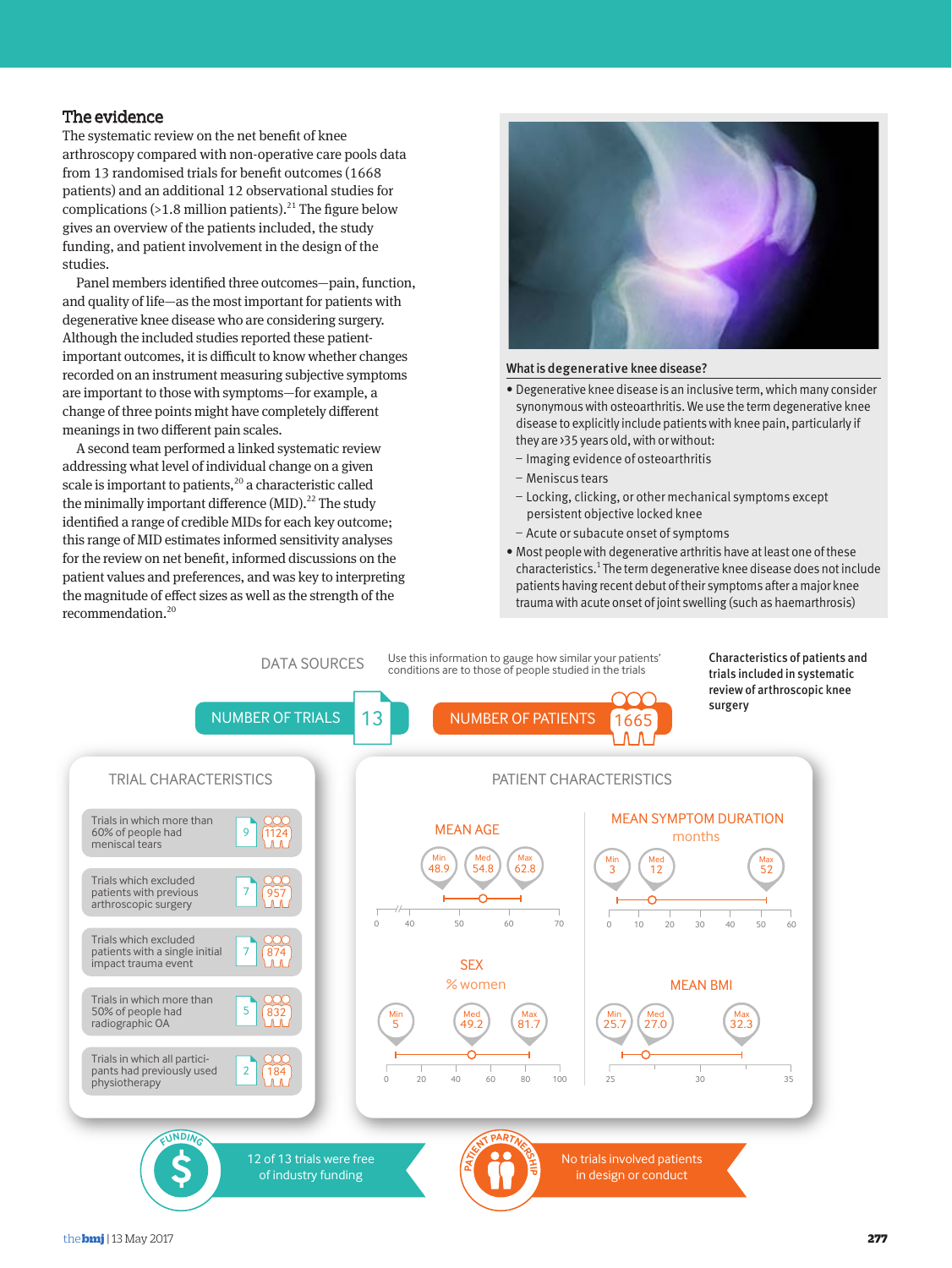## The evidence

The systematic review on the net benefit of knee arthroscopy compared with non-operative care pools data from 13 randomised trials for benefit outcomes (1668 patients) and an additional 12 observational studies for complications (>1.8 million patients).[21] The figure below gives an overview of the patients included, the study funding, and patient involvement in the design of the studies.

Panel members identified three outcomes—pain, function, and quality of life—as the most important for patients with degenerative knee disease who are considering surgery. Although the included studies reported these patient-important outcomes, it is difficult to know whether changes recorded on an instrument measuring subjective symptoms are important to those with symptoms—for example, a change of three points might have completely different meanings in two different pain scales.

A second team performed a linked systematic review addressing what level of individual change on a given scale is important to patients,[20] a characteristic called the minimally important difference (MID).[22] The study identified a range of credible MIDs for each key outcome; this range of MID estimates informed sensitivity analyses for the review on net benefit, informed discussions on the patient values and preferences, and was key to interpreting the magnitude of effect sizes as well as the strength of the recommendation.[20]

### What is degenerative knee disease?

- Degenerative knee disease is an inclusive term, which many consider synonymous with osteoarthritis. We use the term degenerative knee disease to explicitly include patients with knee pain, particularly if they are ›35 years old, with or without:
  - Imaging evidence of osteoarthritis
  - Meniscus tears
  - Locking, clicking, or other mechanical symptoms except persistent objective locked knee
  - Acute or subacute onset of symptoms
- Most people with degenerative arthritis have at least one of these characteristics.[1] The term degenerative knee disease does not include patients having recent debut of their symptoms after a major knee trauma with acute onset of joint swelling (such as haemarthrosis)

**Characteristics of patients and trials included in systematic review of arthroscopic knee surgery**

DATA SOURCES

Use this information to gauge how similar your patients' conditions are to those of people studied in the trials

NUMBER OF TRIALS: 13

NUMBER OF PATIENTS: 1665

**TRIAL CHARACTERISTICS**

| Trial characteristic | Trials | Patients |
|---|---|---|
| Trials in which more than 60% of people had meniscal tears | 9 | 1124 |
| Trials which excluded patients with previous arthroscopic surgery | 7 | 957 |
| Trials which excluded patients with a single initial impact trauma event | 7 | 874 |
| Trials in which more than 50% of people had radiographic OA | 5 | 832 |
| Trials in which all participants had previously used physiotherapy | 2 | 184 |

**PATIENT CHARACTERISTICS**

| Characteristic | Min | Med | Max |
|---|---|---|---|
| Mean age | 48.9 | 54.8 | 62.8 |
| Mean symptom duration (months) | 3 | 12 | 52 |
| Sex (% women) | 5 | 49.2 | 81.7 |
| Mean BMI | 25.7 | 27.0 | 32.3 |

FUNDING: 12 of 13 trials were free of industry funding

PATIENT PARTNERSHIP: No trials involved patients in design or conduct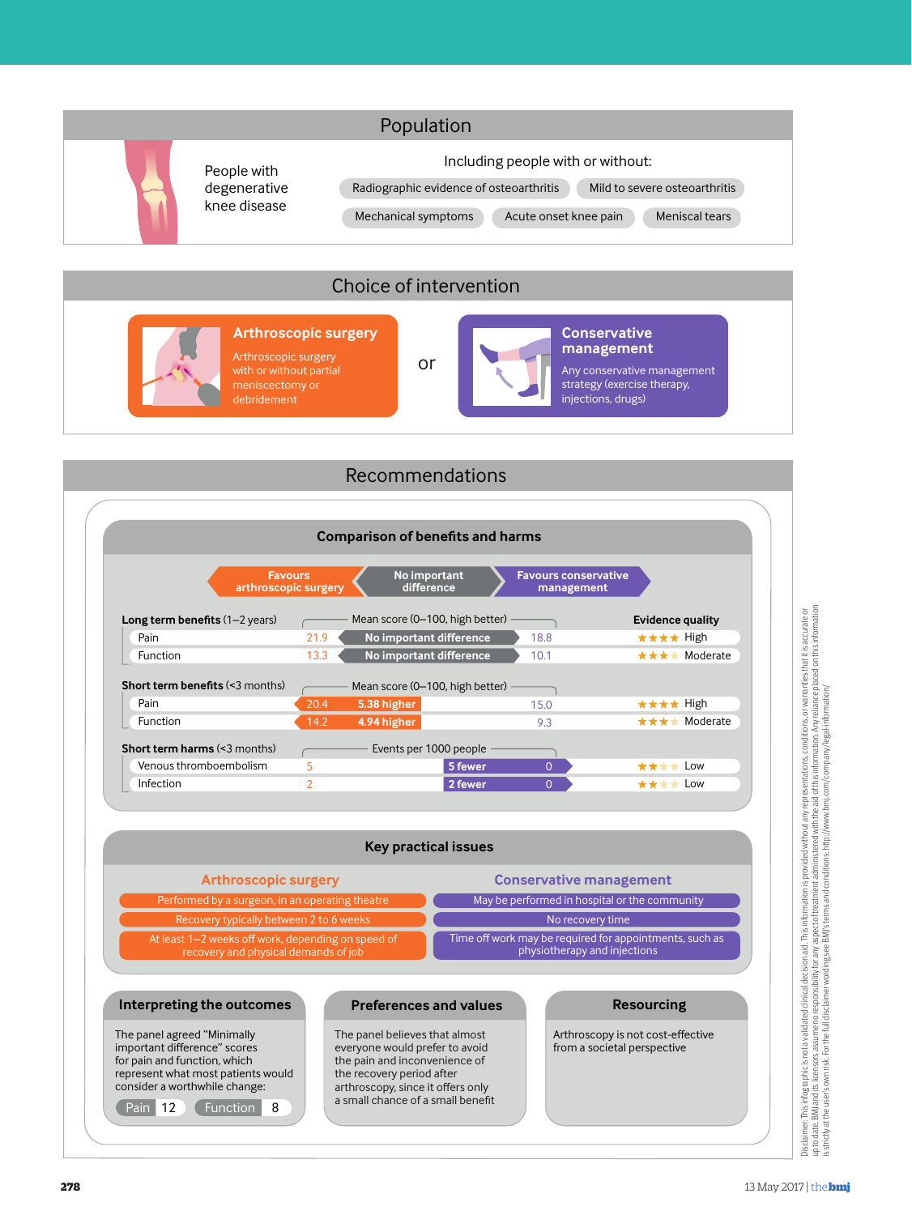## Population

People with degenerative knee disease

Including people with or without:

- Radiographic evidence of osteoarthritis
- Mild to severe osteoarthritis
- Mechanical symptoms
- Acute onset knee pain
- Meniscal tears

## Choice of intervention

**Arthroscopic surgery**

Arthroscopic surgery with or without partial meniscectomy or debridement

or

**Conservative management**

Any conservative management strategy (exercise therapy, injections, drugs)

## Recommendations

### Comparison of benefits and harms

Favours arthroscopic surgery | No important difference | Favours conservative management

| | Arthroscopic surgery | Difference | Conservative management | Evidence quality |
|---|---|---|---|---|
| **Long term benefits** (1–2 years) | Mean score (0–100, high better) | | | |
| Pain | 21.9 | No important difference | 18.8 | ★★★★ High |
| Function | 13.3 | No important difference | 10.1 | ★★★ Moderate |
| **Short term benefits** (<3 months) | Mean score (0–100, high better) | | | |
| Pain | 20.4 | 5.38 higher | 15.0 | ★★★★ High |
| Function | 14.2 | 4.94 higher | 9.3 | ★★★ Moderate |
| **Short term harms** (<3 months) | Events per 1000 people | | | |
| Venous thromboembolism | 5 | 5 fewer | 0 | ★★ Low |
| Infection | 2 | 2 fewer | 0 | ★★ Low |

### Key practical issues

| Arthroscopic surgery | Conservative management |
|---|---|
| Performed by a surgeon, in an operating theatre | May be performed in hospital or the community |
| Recovery typically between 2 to 6 weeks | No recovery time |
| At least 1–2 weeks off work, depending on speed of recovery and physical demands of job | Time off work may be required for appointments, such as physiotherapy and injections |

### Interpreting the outcomes

The panel agreed "Minimally important difference" scores for pain and function, which represent what most patients would consider a worthwhile change:

Pain 12 | Function 8

### Preferences and values

The panel believes that almost everyone would prefer to avoid the pain and inconvenience of the recovery period after arthroscopy, since it offers only a small chance of a small benefit

### Resourcing

Arthroscopy is not cost-effective from a societal perspective

Disclaimer: This infographic is not a validated clinical decision aid. This information is provided without any representations, conditions, or warranties that it is accurate or up to date. BMJ and its licensors assume no responsibility for any aspect of treatment administered with the aid of this information. Any reliance placed on this information is strictly at the user's own risk. For the full disclaimer wording see BMJ's terms and conditions: http://www.bmj.com/company/legal-information/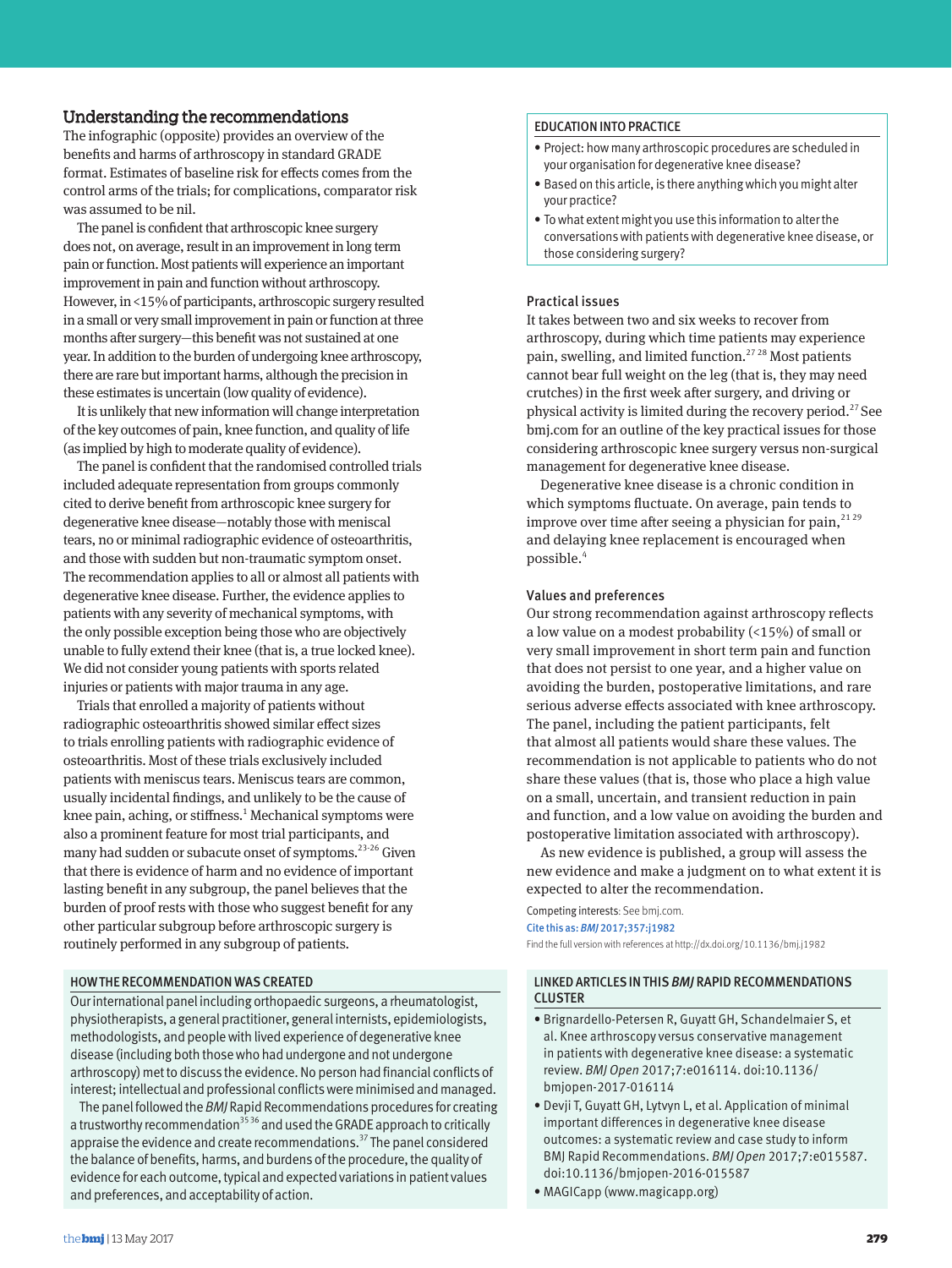## Understanding the recommendations

The infographic (opposite) provides an overview of the benefits and harms of arthroscopy in standard GRADE format. Estimates of baseline risk for effects comes from the control arms of the trials; for complications, comparator risk was assumed to be nil.

The panel is confident that arthroscopic knee surgery does not, on average, result in an improvement in long term pain or function. Most patients will experience an important improvement in pain and function without arthroscopy. However, in <15% of participants, arthroscopic surgery resulted in a small or very small improvement in pain or function at three months after surgery—this benefit was not sustained at one year. In addition to the burden of undergoing knee arthroscopy, there are rare but important harms, although the precision in these estimates is uncertain (low quality of evidence).

It is unlikely that new information will change interpretation of the key outcomes of pain, knee function, and quality of life (as implied by high to moderate quality of evidence).

The panel is confident that the randomised controlled trials included adequate representation from groups commonly cited to derive benefit from arthroscopic knee surgery for degenerative knee disease—notably those with meniscal tears, no or minimal radiographic evidence of osteoarthritis, and those with sudden but non-traumatic symptom onset. The recommendation applies to all or almost all patients with degenerative knee disease. Further, the evidence applies to patients with any severity of mechanical symptoms, with the only possible exception being those who are objectively unable to fully extend their knee (that is, a true locked knee). We did not consider young patients with sports related injuries or patients with major trauma in any age.

Trials that enrolled a majority of patients without radiographic osteoarthritis showed similar effect sizes to trials enrolling patients with radiographic evidence of osteoarthritis. Most of these trials exclusively included patients with meniscus tears. Meniscus tears are common, usually incidental findings, and unlikely to be the cause of knee pain, aching, or stiffness.[1] Mechanical symptoms were also a prominent feature for most trial participants, and many had sudden or subacute onset of symptoms.[23-26] Given that there is evidence of harm and no evidence of important lasting benefit in any subgroup, the panel believes that the burden of proof rests with those who suggest benefit for any other particular subgroup before arthroscopic surgery is routinely performed in any subgroup of patients.

### HOW THE RECOMMENDATION WAS CREATED

Our international panel including orthopaedic surgeons, a rheumatologist, physiotherapists, a general practitioner, general internists, epidemiologists, methodologists, and people with lived experience of degenerative knee disease (including both those who had undergone and not undergone arthroscopy) met to discuss the evidence. No person had financial conflicts of interest; intellectual and professional conflicts were minimised and managed.

The panel followed the *BMJ* Rapid Recommendations procedures for creating a trustworthy recommendation[35 36] and used the GRADE approach to critically appraise the evidence and create recommendations.[37] The panel considered the balance of benefits, harms, and burdens of the procedure, the quality of evidence for each outcome, typical and expected variations in patient values and preferences, and acceptability of action.

### EDUCATION INTO PRACTICE

- Project: how many arthroscopic procedures are scheduled in your organisation for degenerative knee disease?
- Based on this article, is there anything which you might alter your practice?
- To what extent might you use this information to alter the conversations with patients with degenerative knee disease, or those considering surgery?

### Practical issues

It takes between two and six weeks to recover from arthroscopy, during which time patients may experience pain, swelling, and limited function.[27 28] Most patients cannot bear full weight on the leg (that is, they may need crutches) in the first week after surgery, and driving or physical activity is limited during the recovery period.[27] See bmj.com for an outline of the key practical issues for those considering arthroscopic knee surgery versus non-surgical management for degenerative knee disease.

Degenerative knee disease is a chronic condition in which symptoms fluctuate. On average, pain tends to improve over time after seeing a physician for pain,[21 29] and delaying knee replacement is encouraged when possible.[4]

### Values and preferences

Our strong recommendation against arthroscopy reflects a low value on a modest probability (<15%) of small or very small improvement in short term pain and function that does not persist to one year, and a higher value on avoiding the burden, postoperative limitations, and rare serious adverse effects associated with knee arthroscopy. The panel, including the patient participants, felt that almost all patients would share these values. The recommendation is not applicable to patients who do not share these values (that is, those who place a high value on a small, uncertain, and transient reduction in pain and function, and a low value on avoiding the burden and postoperative limitation associated with arthroscopy).

As new evidence is published, a group will assess the new evidence and make a judgment on to what extent it is expected to alter the recommendation.

Competing interests: See bmj.com.

Cite this as: *BMJ* 2017;357:j1982

Find the full version with references at http://dx.doi.org/10.1136/bmj.j1982

### LINKED ARTICLES IN THIS *BMJ* RAPID RECOMMENDATIONS CLUSTER

- Brignardello-Petersen R, Guyatt GH, Schandelmaier S, et al. Knee arthroscopy versus conservative management in patients with degenerative knee disease: a systematic review. *BMJ Open* 2017;7:e016114. doi:10.1136/bmjopen-2017-016114
- Devji T, Guyatt GH, Lytvyn L, et al. Application of minimal important differences in degenerative knee disease outcomes: a systematic review and case study to inform BMJ Rapid Recommendations. *BMJ Open* 2017;7:e015587. doi:10.1136/bmjopen-2016-015587
- MAGICapp (www.magicapp.org)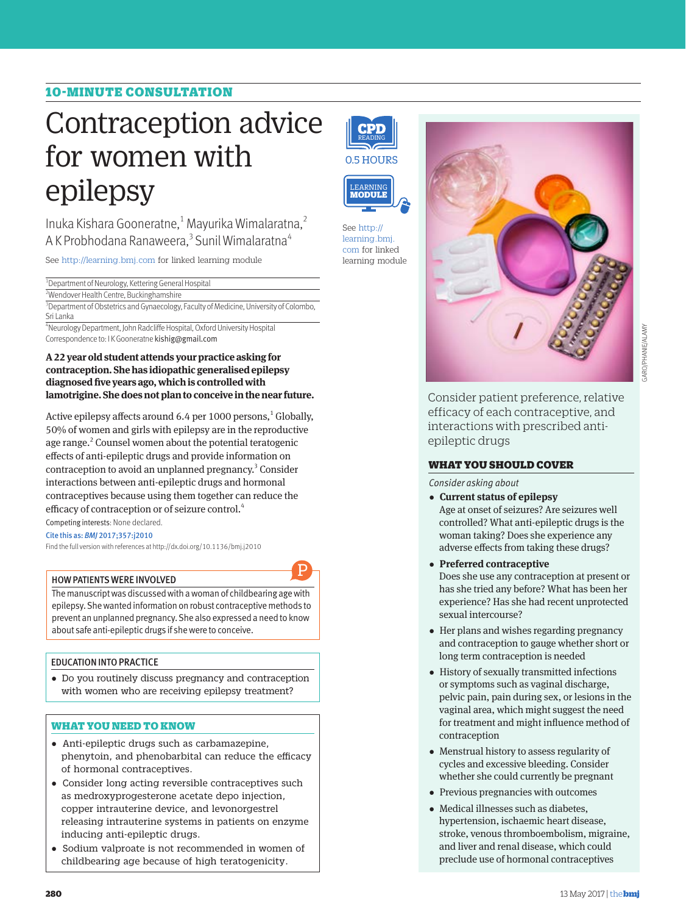## 10-MINUTE CONSULTATION

# Contraception advice for women with epilepsy

Inuka Kishara Gooneratne,[1] Mayurika Wimalaratna,[2] A K Probhodana Ranaweera,[3] Sunil Wimalaratna[4]

See http://learning.bmj.com for linked learning module

[1]Department of Neurology, Kettering General Hospital
[2]Wendover Health Centre, Buckinghamshire
[3]Department of Obstetrics and Gynaecology, Faculty of Medicine, University of Colombo, Sri Lanka
[4]Neurology Department, John Radcliffe Hospital, Oxford University Hospital
Correspondence to: I K Gooneratne kishig@gmail.com

CPD READING 0.5 HOURS

LEARNING MODULE

See http://learning.bmj.com for linked learning module

**A 22 year old student attends your practice asking for contraception. She has idiopathic generalised epilepsy diagnosed five years ago, which is controlled with lamotrigine. She does not plan to conceive in the near future.**

Active epilepsy affects around 6.4 per 1000 persons,[1] Globally, 50% of women and girls with epilepsy are in the reproductive age range.[2] Counsel women about the potential teratogenic effects of anti-epileptic drugs and provide information on contraception to avoid an unplanned pregnancy.[3] Consider interactions between anti-epileptic drugs and hormonal contraceptives because using them together can reduce the efficacy of contraception or of seizure control.[4]

Competing interests: None declared.

Cite this as: *BMJ* 2017;357:j2010

Find the full version with references at http://dx.doi.org/10.1136/bmj.j2010

### HOW PATIENTS WERE INVOLVED

The manuscript was discussed with a woman of childbearing age with epilepsy. She wanted information on robust contraceptive methods to prevent an unplanned pregnancy. She also expressed a need to know about safe anti-epileptic drugs if she were to conceive.

### EDUCATION INTO PRACTICE

- Do you routinely discuss pregnancy and contraception with women who are receiving epilepsy treatment?

### WHAT YOU NEED TO KNOW

- Anti-epileptic drugs such as carbamazepine, phenytoin, and phenobarbital can reduce the efficacy of hormonal contraceptives.
- Consider long acting reversible contraceptives such as medroxyprogesterone acetate depo injection, copper intrauterine device, and levonorgestrel releasing intrauterine systems in patients on enzyme inducing anti-epileptic drugs.
- Sodium valproate is not recommended in women of childbearing age because of high teratogenicity.

GARO/PHANIE/ALAMY

Consider patient preference, relative efficacy of each contraceptive, and interactions with prescribed anti-epileptic drugs

### WHAT YOU SHOULD COVER

*Consider asking about*

- **Current status of epilepsy**
  Age at onset of seizures? Are seizures well controlled? What anti-epileptic drugs is the woman taking? Does she experience any adverse effects from taking these drugs?
- **Preferred contraceptive**
  Does she use any contraception at present or has she tried any before? What has been her experience? Has she had recent unprotected sexual intercourse?
- Her plans and wishes regarding pregnancy and contraception to gauge whether short or long term contraception is needed
- History of sexually transmitted infections or symptoms such as vaginal discharge, pelvic pain, pain during sex, or lesions in the vaginal area, which might suggest the need for treatment and might influence method of contraception
- Menstrual history to assess regularity of cycles and excessive bleeding. Consider whether she could currently be pregnant
- Previous pregnancies with outcomes
- Medical illnesses such as diabetes, hypertension, ischaemic heart disease, stroke, venous thromboembolism, migraine, and liver and renal disease, which could preclude use of hormonal contraceptives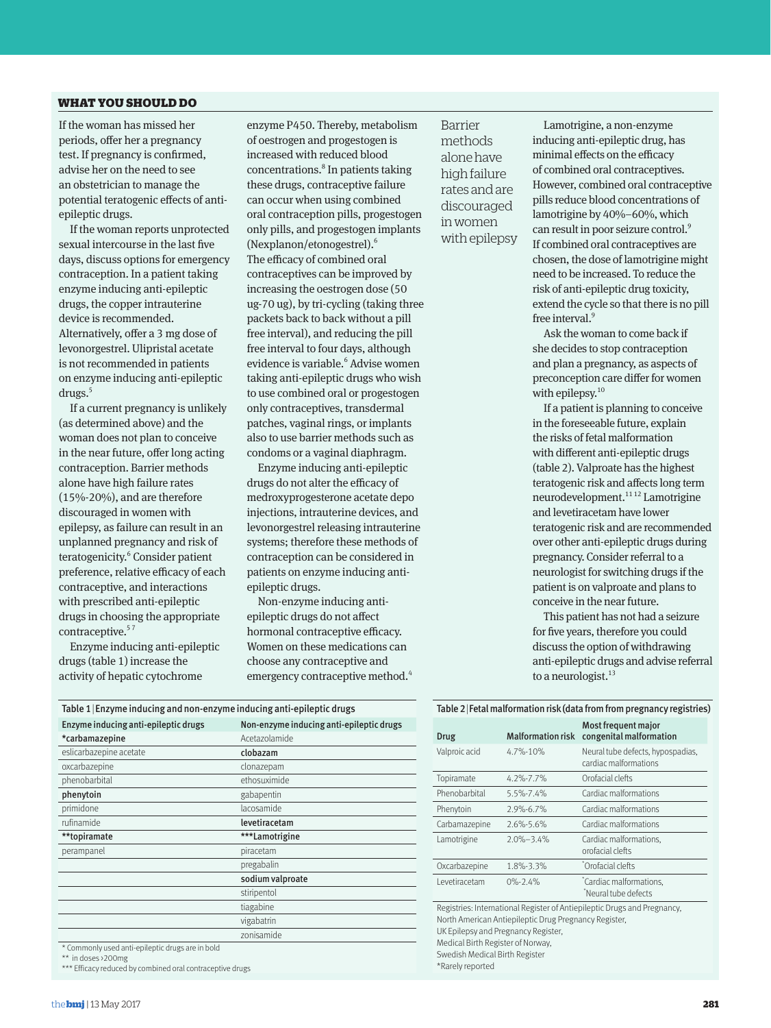### WHAT YOU SHOULD DO

If the woman has missed her periods, offer her a pregnancy test. If pregnancy is confirmed, advise her on the need to see an obstetrician to manage the potential teratogenic effects of anti-epileptic drugs.

If the woman reports unprotected sexual intercourse in the last five days, discuss options for emergency contraception. In a patient taking enzyme inducing anti-epileptic drugs, the copper intrauterine device is recommended. Alternatively, offer a 3 mg dose of levonorgestrel. Ulipristal acetate is not recommended in patients on enzyme inducing anti-epileptic drugs.[5]

If a current pregnancy is unlikely (as determined above) and the woman does not plan to conceive in the near future, offer long acting contraception. Barrier methods alone have high failure rates (15%-20%), and are therefore discouraged in women with epilepsy, as failure can result in an unplanned pregnancy and risk of teratogenicity.[6] Consider patient preference, relative efficacy of each contraceptive, and interactions with prescribed anti-epileptic drugs in choosing the appropriate contraceptive.[5,7]

Enzyme inducing anti-epileptic drugs (table 1) increase the activity of hepatic cytochrome enzyme P450. Thereby, metabolism of oestrogen and progestogen is increased with reduced blood concentrations.[8] In patients taking these drugs, contraceptive failure can occur when using combined oral contraception pills, progestogen only pills, and progestogen implants (Nexplanon/etonogestrel).[6] The efficacy of combined oral contraceptives can be improved by increasing the oestrogen dose (50 ug-70 ug), by tri-cycling (taking three packets back to back without a pill free interval), and reducing the pill free interval to four days, although evidence is variable.[6] Advise women taking anti-epileptic drugs who wish to use combined oral or progestogen only contraceptives, transdermal patches, vaginal rings, or implants also to use barrier methods such as condoms or a vaginal diaphragm.

Enzyme inducing anti-epileptic drugs do not alter the efficacy of medroxyprogesterone acetate depo injections, intrauterine devices, and levonorgestrel releasing intrauterine systems; therefore these methods of contraception can be considered in patients on enzyme inducing anti-epileptic drugs.

Non-enzyme inducing anti-epileptic drugs do not affect hormonal contraceptive efficacy. Women on these medications can choose any contraceptive and emergency contraceptive method.[4]

Barrier methods alone have high failure rates and are discouraged in women with epilepsy

Lamotrigine, a non-enzyme inducing anti-epileptic drug, has minimal effects on the efficacy of combined oral contraceptives. However, combined oral contraceptive pills reduce blood concentrations of lamotrigine by 40%–60%, which can result in poor seizure control.[9] If combined oral contraceptives are chosen, the dose of lamotrigine might need to be increased. To reduce the risk of anti-epileptic drug toxicity, extend the cycle so that there is no pill free interval.[9]

Ask the woman to come back if she decides to stop contraception and plan a pregnancy, as aspects of preconception care differ for women with epilepsy.[10]

If a patient is planning to conceive in the foreseeable future, explain the risks of fetal malformation with different anti-epileptic drugs (table 2). Valproate has the highest teratogenic risk and affects long term neurodevelopment.[11,12] Lamotrigine and levetiracetam have lower teratogenic risk and are recommended over other anti-epileptic drugs during pregnancy. Consider referral to a neurologist for switching drugs if the patient is on valproate and plans to conceive in the near future.

This patient has not had a seizure for five years, therefore you could discuss the option of withdrawing anti-epileptic drugs and advise referral to a neurologist.[13]

**Table 1 | Enzyme inducing and non-enzyme inducing anti-epileptic drugs**

| Enzyme inducing anti-epileptic drugs | Non-enzyme inducing anti-epileptic drugs |
|---|---|
| ***carbamazepine** | Acetazolamide |
| eslicarbazepine acetate | **clobazam** |
| oxcarbazepine | clonazepam |
| phenobarbital | ethosuximide |
| **phenytoin** | gabapentin |
| primidone | lacosamide |
| rufinamide | **levetiracetam** |
| ****topiramate** | *****Lamotrigine** |
| perampanel | piracetam |
| | pregabalin |
| | **sodium valproate** |
| | stiripentol |
| | tiagabine |
| | vigabatrin |
| | zonisamide |

\* Commonly used anti-epileptic drugs are in bold
** in doses >200mg
*** Efficacy reduced by combined oral contraceptive drugs

**Table 2 | Fetal malformation risk (data from from pregnancy registries)**

| Drug | Malformation risk | Most frequent major congenital malformation |
|---|---|---|
| Valproic acid | 4.7%-10% | Neural tube defects, hypospadias, cardiac malformations |
| Topiramate | 4.2%-7.7% | Orofacial clefts |
| Phenobarbital | 5.5%-7.4% | Cardiac malformations |
| Phenytoin | 2.9%-6.7% | Cardiac malformations |
| Carbamazepine | 2.6%-5.6% | Cardiac malformations |
| Lamotrigine | 2.0%–3.4% | Cardiac malformations, orofacial clefts |
| Oxcarbazepine | 1.8%-3.3% | *Orofacial clefts |
| Levetiracetam | 0%-2.4% | *Cardiac malformations, *Neural tube defects |

Registries: International Register of Antiepileptic Drugs and Pregnancy, North American Antiepileptic Drug Pregnancy Register, UK Epilepsy and Pregnancy Register, Medical Birth Register of Norway, Swedish Medical Birth Register
*Rarely reported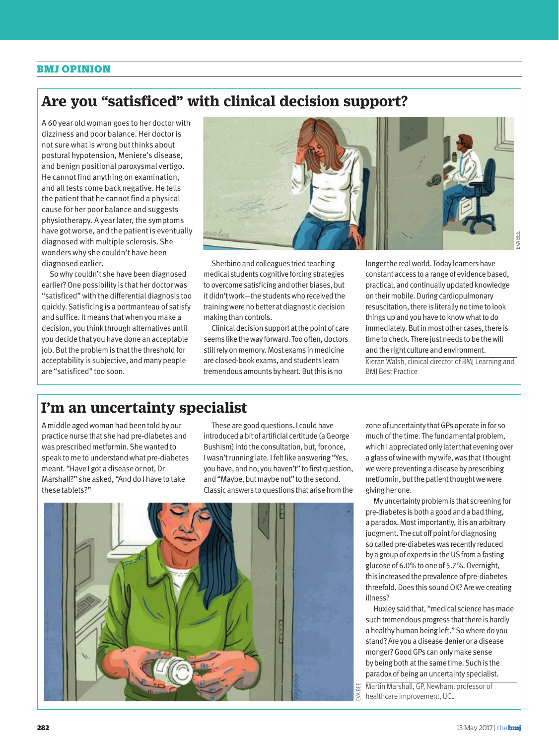## BMJ OPINION

# Are you "satisficed" with clinical decision support?

A 60 year old woman goes to her doctor with dizziness and poor balance. Her doctor is not sure what is wrong but thinks about postural hypotension, Meniere's disease, and benign positional paroxysmal vertigo. He cannot find anything on examination, and all tests come back negative. He tells the patient that he cannot find a physical cause for her poor balance and suggests physiotherapy. A year later, the symptoms have got worse, and the patient is eventually diagnosed with multiple sclerosis. She wonders why she couldn't have been diagnosed earlier.

So why couldn't she have been diagnosed earlier? One possibility is that her doctor was "satisficed" with the differential diagnosis too quickly. Satisficing is a portmanteau of satisfy and suffice. It means that when you make a decision, you think through alternatives until you decide that you have done an acceptable job. But the problem is that the threshold for acceptability is subjective, and many people are "satisficed" too soon.

Sherbino and colleagues tried teaching medical students cognitive forcing strategies to overcome satisficing and other biases, but it didn't work—the students who received the training were no better at diagnostic decision making than controls.

Clinical decision support at the point of care seems like the way forward. Too often, doctors still rely on memory. Most exams in medicine are closed-book exams, and students learn tremendous amounts by heart. But this is no longer the real world. Today learners have constant access to a range of evidence based, practical, and continually updated knowledge on their mobile. During cardiopulmonary resuscitation, there is literally no time to look things up and you have to know what to do immediately. But in most other cases, there is time to check. There just needs to be the will and the right culture and environment.

Kieran Walsh, clinical director of BMJ Learning and BMJ Best Practice

# I'm an uncertainty specialist

A middle aged woman had been told by our practice nurse that she had pre-diabetes and was prescribed metformin. She wanted to speak to me to understand what pre-diabetes meant. "Have I got a disease or not, Dr Marshall?" she asked, "And do I have to take these tablets?"

These are good questions. I could have introduced a bit of artificial certitude (a George Bushism) into the consultation, but, for once, I wasn't running late. I felt like answering "Yes, you have, and no, you haven't" to first question, and "Maybe, but maybe not" to the second. Classic answers to questions that arise from the zone of uncertainty that GPs operate in for so much of the time. The fundamental problem, which I appreciated only later that evening over a glass of wine with my wife, was that I thought we were preventing a disease by prescribing metformin, but the patient thought we were giving her one.

My uncertainty problem is that screening for pre-diabetes is both a good and a bad thing, a paradox. Most importantly, it is an arbitrary judgment. The cut off point for diagnosing so called pre-diabetes was recently reduced by a group of experts in the US from a fasting glucose of 6.0% to one of 5.7%. Overnight, this increased the prevalence of pre-diabetes threefold. Does this sound OK? Are we creating illness?

Huxley said that, "medical science has made such tremendous progress that there is hardly a healthy human being left." So where do you stand? Are you a disease denier or a disease monger? Good GPs can only make sense by being both at the same time. Such is the paradox of being an uncertainty specialist.

Martin Marshall, GP, Newham; professor of healthcare improvement, UCL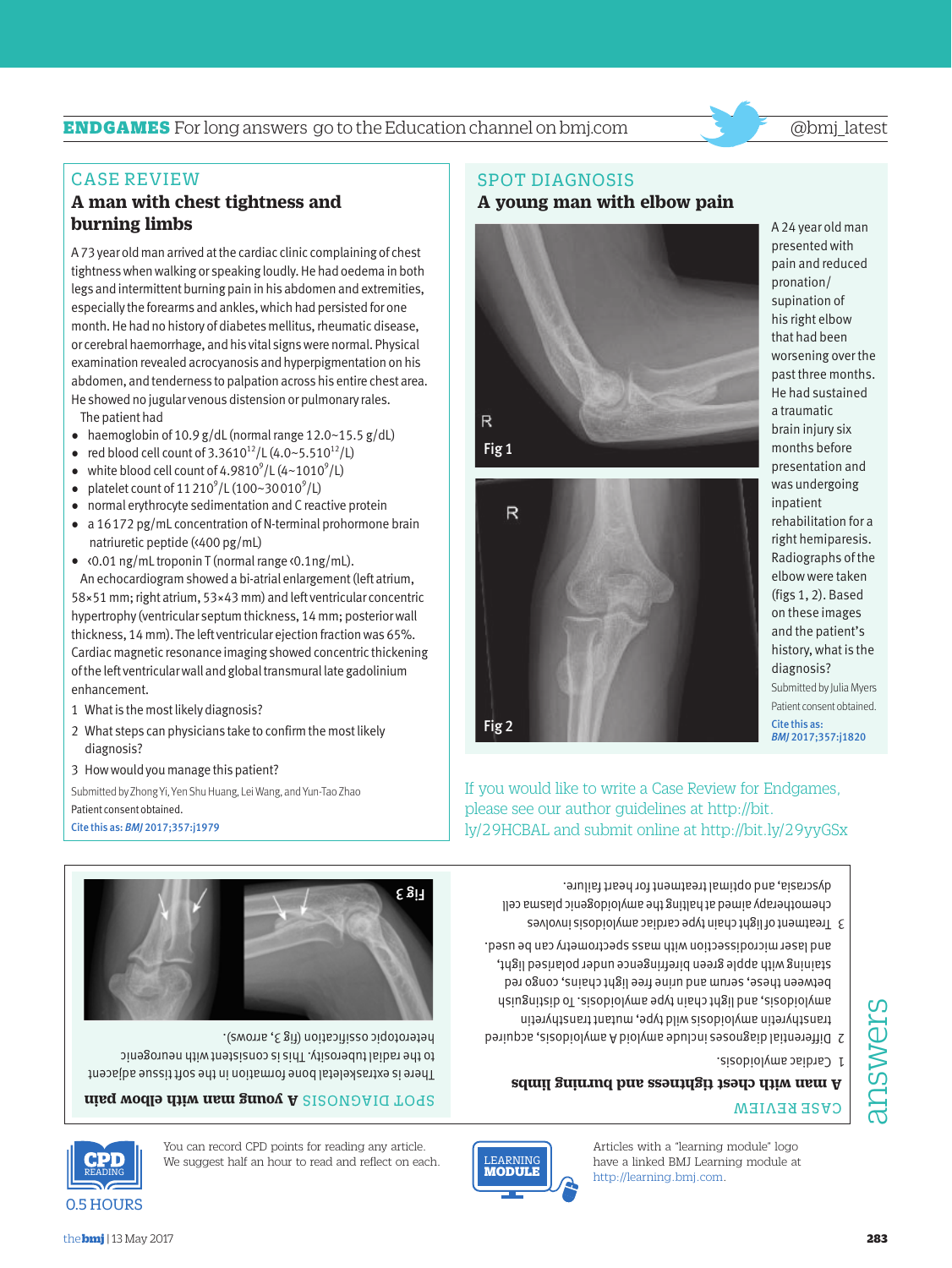## ENDGAMES For long answers go to the Education channel on bmj.com

## CASE REVIEW

### A man with chest tightness and burning limbs

A 73 year old man arrived at the cardiac clinic complaining of chest tightness when walking or speaking loudly. He had oedema in both legs and intermittent burning pain in his abdomen and extremities, especially the forearms and ankles, which had persisted for one month. He had no history of diabetes mellitus, rheumatic disease, or cerebral haemorrhage, and his vital signs were normal. Physical examination revealed acrocyanosis and hyperpigmentation on his abdomen, and tenderness to palpation across his entire chest area. He showed no jugular venous distension or pulmonary rales.

The patient had

- haemoglobin of 10.9 g/dL (normal range 12.0~15.5 g/dL)
- red blood cell count of 3.3610$^{12}$/L (4.0~5.510$^{12}$/L)
- white blood cell count of 4.9810$^{9}$/L (4~1010$^{9}$/L)
- platelet count of 11 210$^{9}$/L (100~30010$^{9}$/L)
- normal erythrocyte sedimentation and C reactive protein
- a 16172 pg/mL concentration of N-terminal prohormone brain natriuretic peptide (<400 pg/mL)
- <0.01 ng/mL troponin T (normal range <0.1ng/mL).

An echocardiogram showed a bi-atrial enlargement (left atrium, 58×51 mm; right atrium, 53×43 mm) and left ventricular concentric hypertrophy (ventricular septum thickness, 14 mm; posterior wall thickness, 14 mm). The left ventricular ejection fraction was 65%. Cardiac magnetic resonance imaging showed concentric thickening of the left ventricular wall and global transmural late gadolinium enhancement.

1. What is the most likely diagnosis?
2. What steps can physicians take to confirm the most likely diagnosis?
3. How would you manage this patient?

Submitted by Zhong Yi, Yen Shu Huang, Lei Wang, and Yun-Tao Zhao

Patient consent obtained.

Cite this as: *BMJ* 2017;357:j1979

## SPOT DIAGNOSIS

### A young man with elbow pain

A 24 year old man presented with pain and reduced pronation/supination of his right elbow that had been worsening over the past three months. He had sustained a traumatic brain injury six months before presentation and was undergoing inpatient rehabilitation for a right hemiparesis. Radiographs of the elbow were taken (figs 1, 2). Based on these images and the patient's history, what is the diagnosis?

Fig 1

Fig 2

Submitted by Julia Myers

Patient consent obtained.

Cite this as: *BMJ* 2017;357:j1820

If you would like to write a Case Review for Endgames, please see our author guidelines at http://bit.ly/29HCBAL and submit online at http://bit.ly/29yyGSx

## answers

### CASE REVIEW

#### A man with chest tightness and burning limbs

1. Cardiac amyloidosis.
2. Differential diagnoses include amyloid A amyloidosis, acquired transthyretin amyloidosis wild type, mutant transthyretin amyloidosis, and light chain type amyloidosis. To distinguish between these, serum and urine free light chains, congo red staining with apple green birefringence under polarised light, and laser microdissection with mass spectrometry can be used.
3. Treatment of light chain type cardiac amyloidosis involves chemotherapy aimed at halting the amyloidogenic plasma cell dyscrasia, and optimal treatment for heart failure.

### SPOT DIAGNOSIS

#### A young man with elbow pain

There is extraskeletal bone formation in the soft tissue adjacent to the radial tuberosity. This is consistent with neurogenic heterotopic ossification (fig 3, arrows).

Fig 3

CPD READING 0.5 HOURS

You can record CPD points for reading any article. We suggest half an hour to read and reflect on each.

LEARNING MODULE

Articles with a "learning module" logo have a linked BMJ Learning module at http://learning.bmj.com.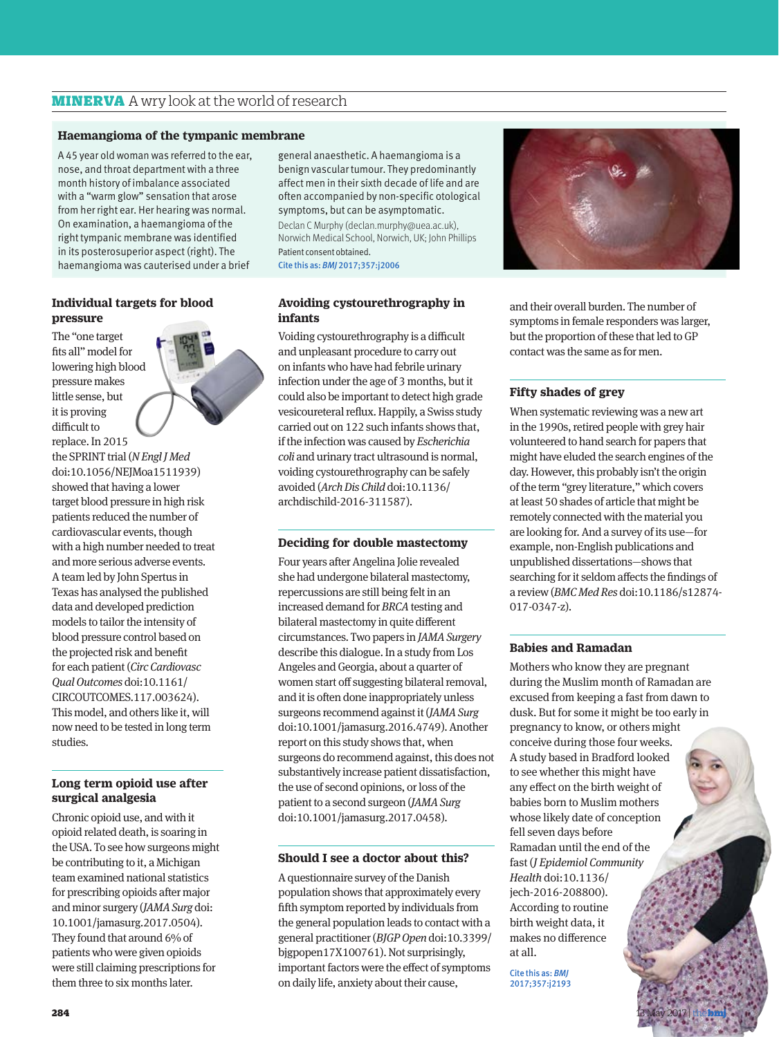## MINERVA A wry look at the world of research

### Haemangioma of the tympanic membrane

A 45 year old woman was referred to the ear, nose, and throat department with a three month history of imbalance associated with a "warm glow" sensation that arose from her right ear. Her hearing was normal. On examination, a haemangioma of the right tympanic membrane was identified in its posterosuperior aspect (right). The haemangioma was cauterised under a brief general anaesthetic. A haemangioma is a benign vascular tumour. They predominantly affect men in their sixth decade of life and are often accompanied by non-specific otological symptoms, but can be asymptomatic.

Declan C Murphy (declan.murphy@uea.ac.uk), Norwich Medical School, Norwich, UK; John Phillips

Patient consent obtained.

Cite this as: *BMJ* 2017;357:j2006

### Individual targets for blood pressure

The "one target fits all" model for lowering high blood pressure makes little sense, but it is proving difficult to replace. In 2015 the SPRINT trial (*N Engl J Med* doi:10.1056/NEJMoa1511939) showed that having a lower target blood pressure in high risk patients reduced the number of cardiovascular events, though with a high number needed to treat and more serious adverse events. A team led by John Spertus in Texas has analysed the published data and developed prediction models to tailor the intensity of blood pressure control based on the projected risk and benefit for each patient (*Circ Cardiovasc Qual Outcomes* doi:10.1161/CIRCOUTCOMES.117.003624). This model, and others like it, will now need to be tested in long term studies.

### Long term opioid use after surgical analgesia

Chronic opioid use, and with it opioid related death, is soaring in the USA. To see how surgeons might be contributing to it, a Michigan team examined national statistics for prescribing opioids after major and minor surgery (*JAMA Surg* doi:10.1001/jamasurg.2017.0504). They found that around 6% of patients who were given opioids were still claiming prescriptions for them three to six months later.

### Avoiding cystourethrography in infants

Voiding cystourethrography is a difficult and unpleasant procedure to carry out on infants who have had febrile urinary infection under the age of 3 months, but it could also be important to detect high grade vesicoureteral reflux. Happily, a Swiss study carried out on 122 such infants shows that, if the infection was caused by *Escherichia coli* and urinary tract ultrasound is normal, voiding cystourethrography can be safely avoided (*Arch Dis Child* doi:10.1136/archdischild-2016-311587).

### Deciding for double mastectomy

Four years after Angelina Jolie revealed she had undergone bilateral mastectomy, repercussions are still being felt in an increased demand for *BRCA* testing and bilateral mastectomy in quite different circumstances. Two papers in *JAMA Surgery* describe this dialogue. In a study from Los Angeles and Georgia, about a quarter of women start off suggesting bilateral removal, and it is often done inappropriately unless surgeons recommend against it (*JAMA Surg* doi:10.1001/jamasurg.2016.4749). Another report on this study shows that, when surgeons do recommend against, this does not substantively increase patient dissatisfaction, the use of second opinions, or loss of the patient to a second surgeon (*JAMA Surg* doi:10.1001/jamasurg.2017.0458).

### Should I see a doctor about this?

A questionnaire survey of the Danish population shows that approximately every fifth symptom reported by individuals from the general population leads to contact with a general practitioner (*BJGP Open* doi:10.3399/bjgpopen17X100761). Not surprisingly, important factors were the effect of symptoms on daily life, anxiety about their cause, and their overall burden. The number of symptoms in female responders was larger, but the proportion of these that led to GP contact was the same as for men.

### Fifty shades of grey

When systematic reviewing was a new art in the 1990s, retired people with grey hair volunteered to hand search for papers that might have eluded the search engines of the day. However, this probably isn't the origin of the term "grey literature," which covers at least 50 shades of article that might be remotely connected with the material you are looking for. And a survey of its use—for example, non-English publications and unpublished dissertations—shows that searching for it seldom affects the findings of a review (*BMC Med Res* doi:10.1186/s12874-017-0347-z).

### Babies and Ramadan

Mothers who know they are pregnant during the Muslim month of Ramadan are excused from keeping a fast from dawn to dusk. But for some it might be too early in pregnancy to know, or others might conceive during those four weeks. A study based in Bradford looked to see whether this might have any effect on the birth weight of babies born to Muslim mothers whose likely date of conception fell seven days before Ramadan until the end of the fast (*J Epidemiol Community Health* doi:10.1136/jech-2016-208800). According to routine birth weight data, it makes no difference at all.

Cite this as: *BMJ* 2017;357:j2193